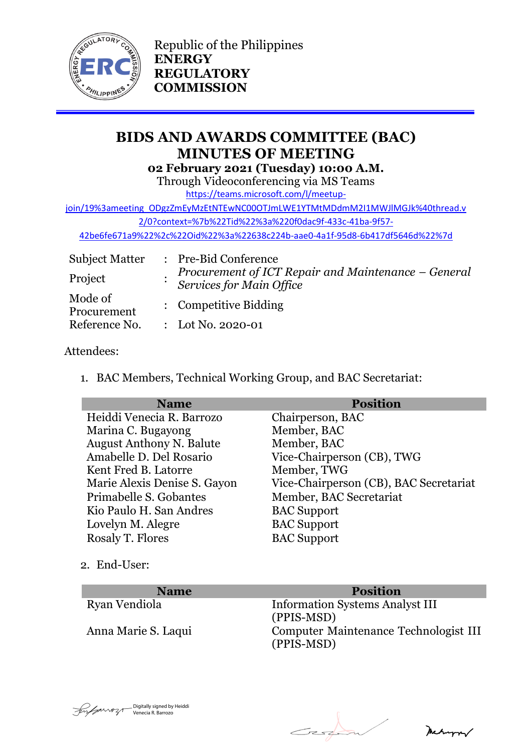Republic of the Philippines
**ENERGY REGULATORY COMMISSION**

# BIDS AND AWARDS COMMITTEE (BAC) MINUTES OF MEETING

**02 February 2021 (Tuesday) 10:00 A.M.**

Through Videoconferencing via MS Teams

https://teams.microsoft.com/l/meetup-join/19%3ameeting_ODgzZmEyMzEtNTEwNC00OTJmLWE1YTMtMDdmM2I1MWJlMGJk%40thread.v2/0?context=%7b%22Tid%22%3a%220f0dac9f-433c-41ba-9f57-42be6fe671a9%22%2c%22Oid%22%3a%22638c224b-aae0-4a1f-95d8-6b417df5646d%22%7d

| | | |
|---|---|---|
| Subject Matter | : | Pre-Bid Conference |
| Project | : | *Procurement of ICT Repair and Maintenance – General Services for Main Office* |
| Mode of Procurement | : | Competitive Bidding |
| Reference No. | : | Lot No. 2020-01 |

Attendees:

1. BAC Members, Technical Working Group, and BAC Secretariat:

| Name | Position |
|---|---|
| Heiddi Venecia R. Barrozo | Chairperson, BAC |
| Marina C. Bugayong | Member, BAC |
| August Anthony N. Balute | Member, BAC |
| Amabelle D. Del Rosario | Vice-Chairperson (CB), TWG |
| Kent Fred B. Latorre | Member, TWG |
| Marie Alexis Denise S. Gayon | Vice-Chairperson (CB), BAC Secretariat |
| Primabelle S. Gobantes | Member, BAC Secretariat |
| Kio Paulo H. San Andres | BAC Support |
| Lovelyn M. Alegre | BAC Support |
| Rosaly T. Flores | BAC Support |

2. End-User:

| Name | Position |
|---|---|
| Ryan Vendiola | Information Systems Analyst III (PPIS-MSD) |
| Anna Marie S. Laqui | Computer Maintenance Technologist III (PPIS-MSD) |

Digitally signed by Heiddi Venecia R. Barrozo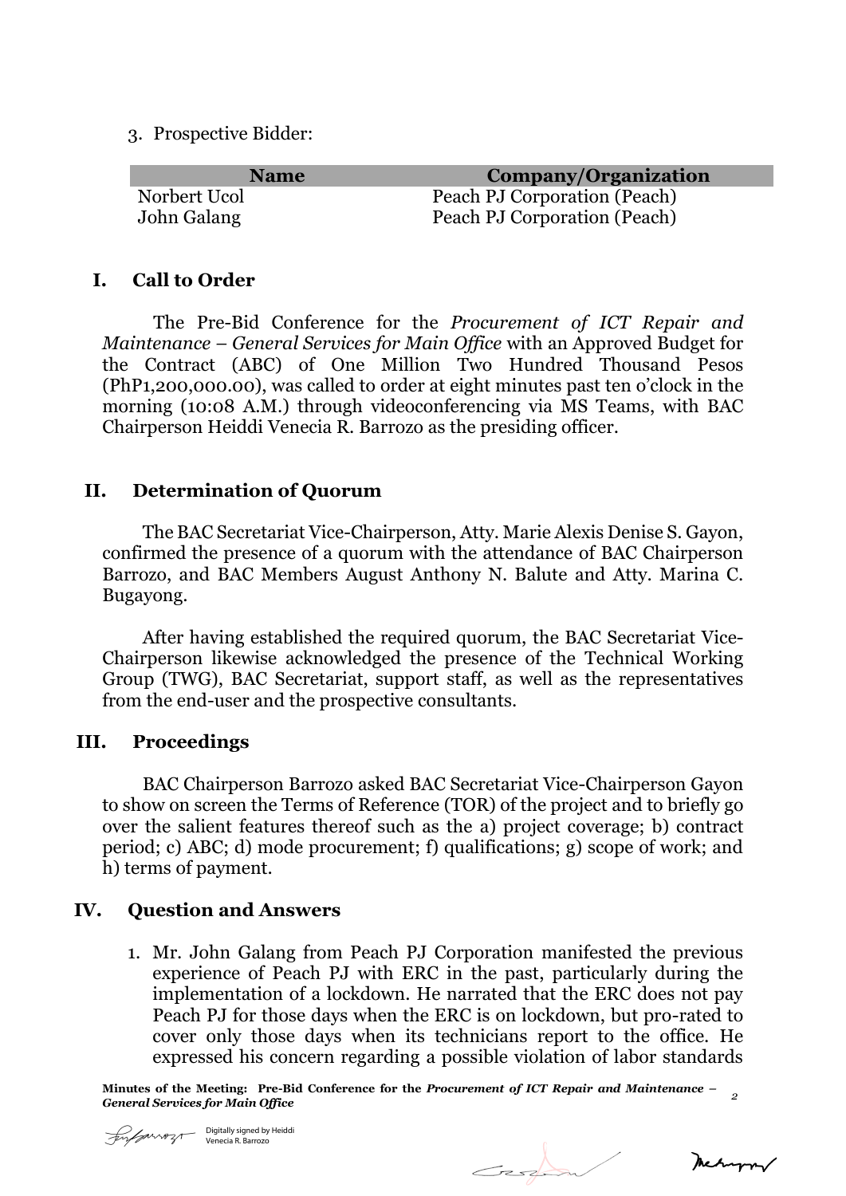3. Prospective Bidder:

| Name | Company/Organization |
|---|---|
| Norbert Ucol | Peach PJ Corporation (Peach) |
| John Galang | Peach PJ Corporation (Peach) |

## I. Call to Order

The Pre-Bid Conference for the *Procurement of ICT Repair and Maintenance – General Services for Main Office* with an Approved Budget for the Contract (ABC) of One Million Two Hundred Thousand Pesos (PhP1,200,000.00), was called to order at eight minutes past ten o'clock in the morning (10:08 A.M.) through videoconferencing via MS Teams, with BAC Chairperson Heiddi Venecia R. Barrozo as the presiding officer.

## II. Determination of Quorum

The BAC Secretariat Vice-Chairperson, Atty. Marie Alexis Denise S. Gayon, confirmed the presence of a quorum with the attendance of BAC Chairperson Barrozo, and BAC Members August Anthony N. Balute and Atty. Marina C. Bugayong.

After having established the required quorum, the BAC Secretariat Vice-Chairperson likewise acknowledged the presence of the Technical Working Group (TWG), BAC Secretariat, support staff, as well as the representatives from the end-user and the prospective consultants.

## III. Proceedings

BAC Chairperson Barrozo asked BAC Secretariat Vice-Chairperson Gayon to show on screen the Terms of Reference (TOR) of the project and to briefly go over the salient features thereof such as the a) project coverage; b) contract period; c) ABC; d) mode procurement; f) qualifications; g) scope of work; and h) terms of payment.

## IV. Question and Answers

1. Mr. John Galang from Peach PJ Corporation manifested the previous experience of Peach PJ with ERC in the past, particularly during the implementation of a lockdown. He narrated that the ERC does not pay Peach PJ for those days when the ERC is on lockdown, but pro-rated to cover only those days when its technicians report to the office. He expressed his concern regarding a possible violation of labor standards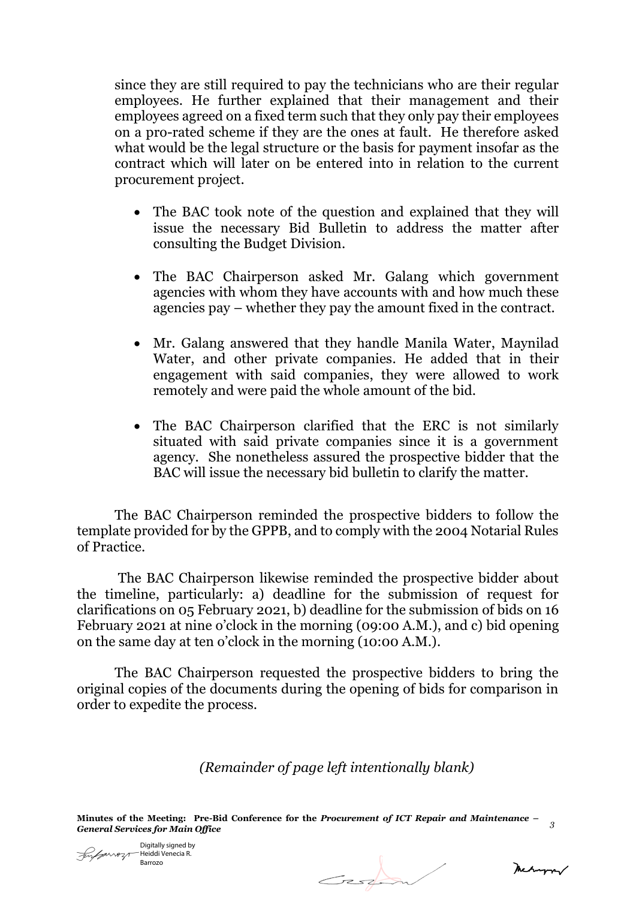since they are still required to pay the technicians who are their regular employees. He further explained that their management and their employees agreed on a fixed term such that they only pay their employees on a pro-rated scheme if they are the ones at fault. He therefore asked what would be the legal structure or the basis for payment insofar as the contract which will later on be entered into in relation to the current procurement project.

- The BAC took note of the question and explained that they will issue the necessary Bid Bulletin to address the matter after consulting the Budget Division.

- The BAC Chairperson asked Mr. Galang which government agencies with whom they have accounts with and how much these agencies pay – whether they pay the amount fixed in the contract.

- Mr. Galang answered that they handle Manila Water, Maynilad Water, and other private companies. He added that in their engagement with said companies, they were allowed to work remotely and were paid the whole amount of the bid.

- The BAC Chairperson clarified that the ERC is not similarly situated with said private companies since it is a government agency. She nonetheless assured the prospective bidder that the BAC will issue the necessary bid bulletin to clarify the matter.

The BAC Chairperson reminded the prospective bidders to follow the template provided for by the GPPB, and to comply with the 2004 Notarial Rules of Practice.

The BAC Chairperson likewise reminded the prospective bidder about the timeline, particularly: a) deadline for the submission of request for clarifications on 05 February 2021, b) deadline for the submission of bids on 16 February 2021 at nine o'clock in the morning (09:00 A.M.), and c) bid opening on the same day at ten o'clock in the morning (10:00 A.M.).

The BAC Chairperson requested the prospective bidders to bring the original copies of the documents during the opening of bids for comparison in order to expedite the process.

*(Remainder of page left intentionally blank)*

Digitally signed by Heiddi Venecia R. Barrozo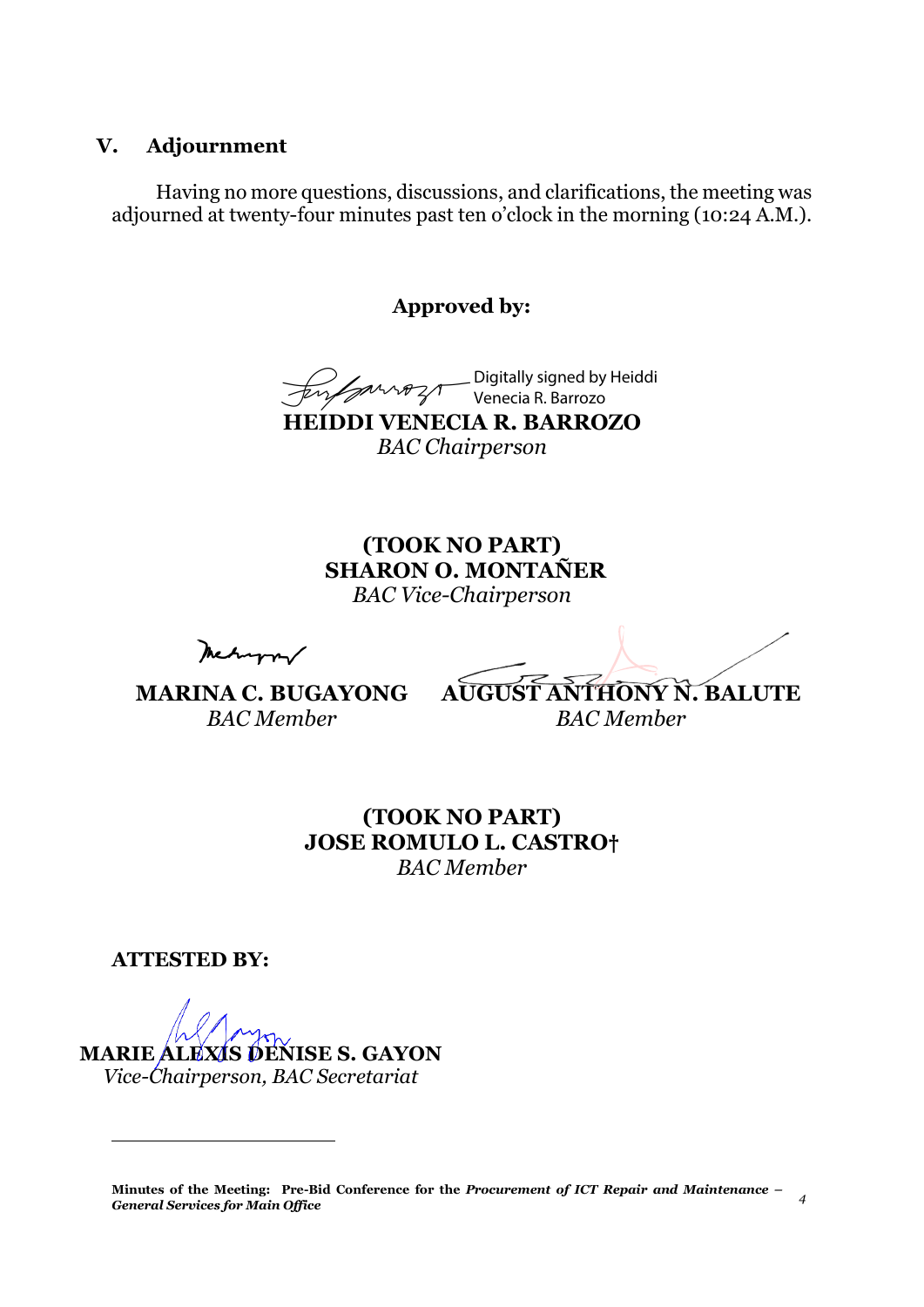## V. Adjournment

Having no more questions, discussions, and clarifications, the meeting was adjourned at twenty-four minutes past ten o'clock in the morning (10:24 A.M.).

**Approved by:**

Digitally signed by Heiddi Venecia R. Barrozo

**HEIDDI VENECIA R. BARROZO**
*BAC Chairperson*

**(TOOK NO PART)**
**SHARON O. MONTAÑER**
*BAC Vice-Chairperson*

**MARINA C. BUGAYONG**
*BAC Member*

**AUGUST ANTHONY N. BALUTE**
*BAC Member*

**(TOOK NO PART)**
**JOSE ROMULO L. CASTRO†**
*BAC Member*

**ATTESTED BY:**

**MARIE ALEXIS DENISE S. GAYON**
*Vice-Chairperson, BAC Secretariat*